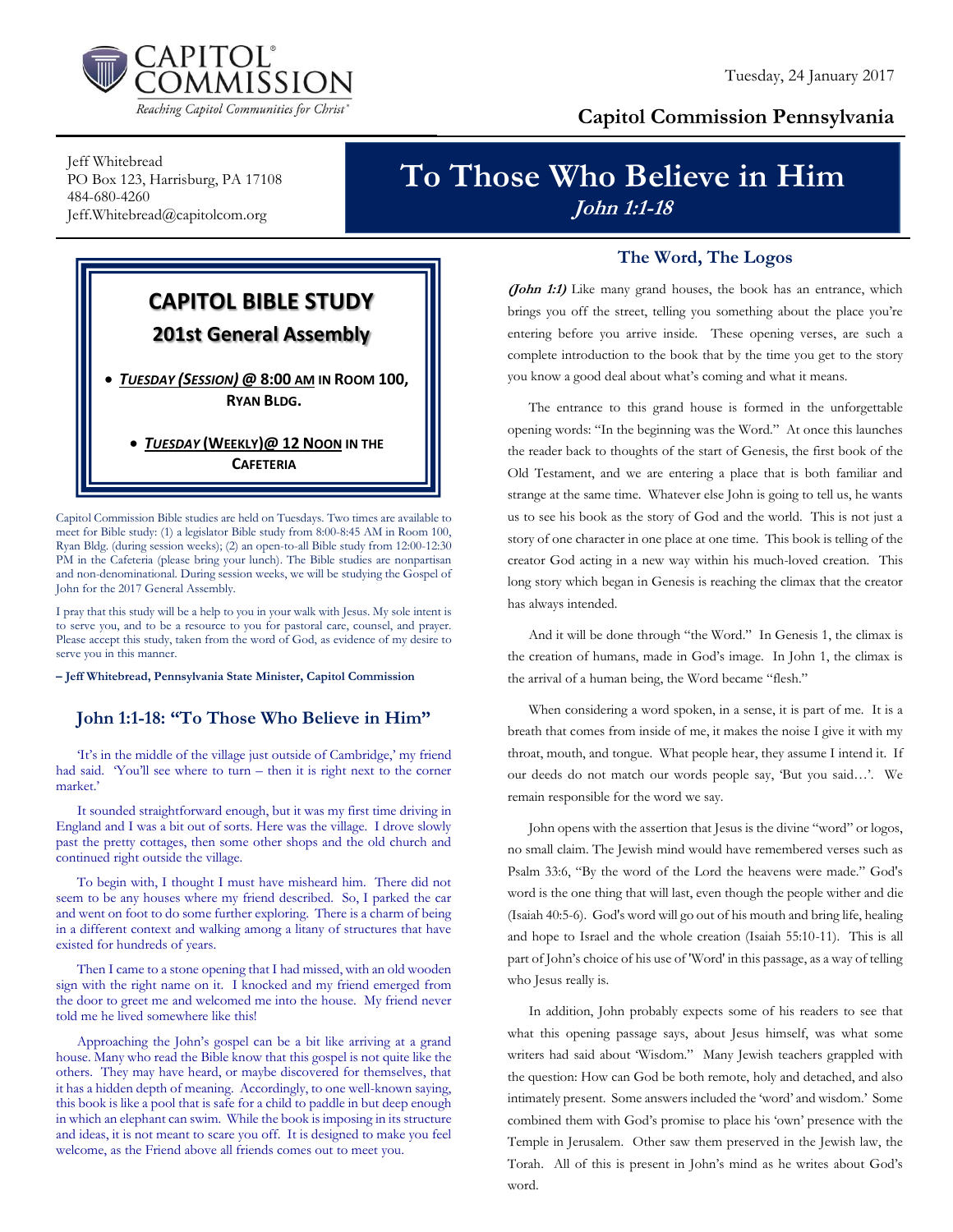CAPITOL® COMMISSION

*Reaching Capitol Communities for Christ®*

Tuesday, 24 January 2017

**Capitol Commission Pennsylvania**

Jeff Whitebread
PO Box 123, Harrisburg, PA 17108
484-680-4260
Jeff.Whitebread@capitolcom.org

# To Those Who Believe in Him

***John 1:1-18***

## CAPITOL BIBLE STUDY

### 201st General Assembly

- ***TUESDAY (SESSION)* @ 8:00 AM IN ROOM 100, RYAN BLDG.**
- ***TUESDAY* (WEEKLY)@ 12 NOON IN THE CAFETERIA**

Capitol Commission Bible studies are held on Tuesdays. Two times are available to meet for Bible study: (1) a legislator Bible study from 8:00-8:45 AM in Room 100, Ryan Bldg. (during session weeks); (2) an open-to-all Bible study from 12:00-12:30 PM in the Cafeteria (please bring your lunch). The Bible studies are nonpartisan and non-denominational. During session weeks, we will be studying the Gospel of John for the 2017 General Assembly.

I pray that this study will be a help to you in your walk with Jesus. My sole intent is to serve you, and to be a resource to you for pastoral care, counsel, and prayer. Please accept this study, taken from the word of God, as evidence of my desire to serve you in this manner.

**– Jeff Whitebread, Pennsylvania State Minister, Capitol Commission**

## John 1:1-18: "To Those Who Believe in Him"

'It's in the middle of the village just outside of Cambridge,' my friend had said. 'You'll see where to turn – then it is right next to the corner market.'

It sounded straightforward enough, but it was my first time driving in England and I was a bit out of sorts. Here was the village. I drove slowly past the pretty cottages, then some other shops and the old church and continued right outside the village.

To begin with, I thought I must have misheard him. There did not seem to be any houses where my friend described. So, I parked the car and went on foot to do some further exploring. There is a charm of being in a different context and walking among a litany of structures that have existed for hundreds of years.

Then I came to a stone opening that I had missed, with an old wooden sign with the right name on it. I knocked and my friend emerged from the door to greet me and welcomed me into the house. My friend never told me he lived somewhere like this!

Approaching the John's gospel can be a bit like arriving at a grand house. Many who read the Bible know that this gospel is not quite like the others. They may have heard, or maybe discovered for themselves, that it has a hidden depth of meaning. Accordingly, to one well-known saying, this book is like a pool that is safe for a child to paddle in but deep enough in which an elephant can swim. While the book is imposing in its structure and ideas, it is not meant to scare you off. It is designed to make you feel welcome, as the Friend above all friends comes out to meet you.

## The Word, The Logos

***(John 1:1)*** Like many grand houses, the book has an entrance, which brings you off the street, telling you something about the place you're entering before you arrive inside. These opening verses, are such a complete introduction to the book that by the time you get to the story you know a good deal about what's coming and what it means.

The entrance to this grand house is formed in the unforgettable opening words: "In the beginning was the Word." At once this launches the reader back to thoughts of the start of Genesis, the first book of the Old Testament, and we are entering a place that is both familiar and strange at the same time. Whatever else John is going to tell us, he wants us to see his book as the story of God and the world. This is not just a story of one character in one place at one time. This book is telling of the creator God acting in a new way within his much-loved creation. This long story which began in Genesis is reaching the climax that the creator has always intended.

And it will be done through "the Word." In Genesis 1, the climax is the creation of humans, made in God's image. In John 1, the climax is the arrival of a human being, the Word became "flesh."

When considering a word spoken, in a sense, it is part of me. It is a breath that comes from inside of me, it makes the noise I give it with my throat, mouth, and tongue. What people hear, they assume I intend it. If our deeds do not match our words people say, 'But you said…'. We remain responsible for the word we say.

John opens with the assertion that Jesus is the divine "word" or logos, no small claim. The Jewish mind would have remembered verses such as Psalm 33:6, "By the word of the Lord the heavens were made." God's word is the one thing that will last, even though the people wither and die (Isaiah 40:5-6). God's word will go out of his mouth and bring life, healing and hope to Israel and the whole creation (Isaiah 55:10-11). This is all part of John's choice of his use of 'Word' in this passage, as a way of telling who Jesus really is.

In addition, John probably expects some of his readers to see that what this opening passage says, about Jesus himself, was what some writers had said about 'Wisdom." Many Jewish teachers grappled with the question: How can God be both remote, holy and detached, and also intimately present. Some answers included the 'word' and wisdom.' Some combined them with God's promise to place his 'own' presence with the Temple in Jerusalem. Other saw them preserved in the Jewish law, the Torah. All of this is present in John's mind as he writes about God's word.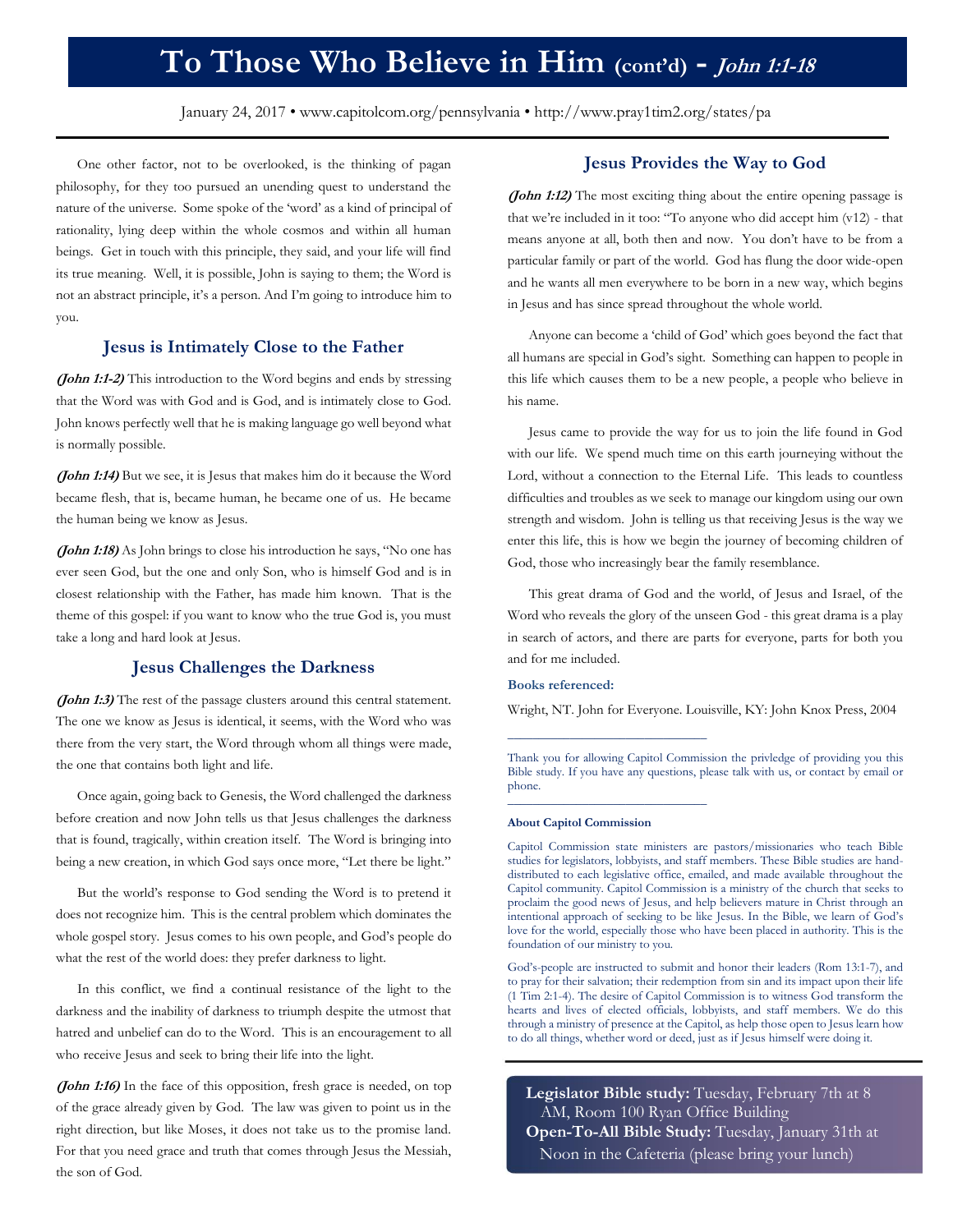# To Those Who Believe in Him (cont'd) - *John 1:1-18*

January 24, 2017 • www.capitolcom.org/pennsylvania • http://www.pray1tim2.org/states/pa

One other factor, not to be overlooked, is the thinking of pagan philosophy, for they too pursued an unending quest to understand the nature of the universe. Some spoke of the 'word' as a kind of principal of rationality, lying deep within the whole cosmos and within all human beings. Get in touch with this principle, they said, and your life will find its true meaning. Well, it is possible, John is saying to them; the Word is not an abstract principle, it's a person. And I'm going to introduce him to you.

## Jesus is Intimately Close to the Father

***(John 1:1-2)*** This introduction to the Word begins and ends by stressing that the Word was with God and is God, and is intimately close to God. John knows perfectly well that he is making language go well beyond what is normally possible.

***(John 1:14)*** But we see, it is Jesus that makes him do it because the Word became flesh, that is, became human, he became one of us. He became the human being we know as Jesus.

***(John 1:18)*** As John brings to close his introduction he says, "No one has ever seen God, but the one and only Son, who is himself God and is in closest relationship with the Father, has made him known. That is the theme of this gospel: if you want to know who the true God is, you must take a long and hard look at Jesus.

## Jesus Challenges the Darkness

***(John 1:3)*** The rest of the passage clusters around this central statement. The one we know as Jesus is identical, it seems, with the Word who was there from the very start, the Word through whom all things were made, the one that contains both light and life.

Once again, going back to Genesis, the Word challenged the darkness before creation and now John tells us that Jesus challenges the darkness that is found, tragically, within creation itself. The Word is bringing into being a new creation, in which God says once more, "Let there be light."

But the world's response to God sending the Word is to pretend it does not recognize him. This is the central problem which dominates the whole gospel story. Jesus comes to his own people, and God's people do what the rest of the world does: they prefer darkness to light.

In this conflict, we find a continual resistance of the light to the darkness and the inability of darkness to triumph despite the utmost that hatred and unbelief can do to the Word. This is an encouragement to all who receive Jesus and seek to bring their life into the light.

***(John 1:16)*** In the face of this opposition, fresh grace is needed, on top of the grace already given by God. The law was given to point us in the right direction, but like Moses, it does not take us to the promise land. For that you need grace and truth that comes through Jesus the Messiah, the son of God.

## Jesus Provides the Way to God

***(John 1:12)*** The most exciting thing about the entire opening passage is that we're included in it too: "To anyone who did accept him (v12) - that means anyone at all, both then and now. You don't have to be from a particular family or part of the world. God has flung the door wide-open and he wants all men everywhere to be born in a new way, which begins in Jesus and has since spread throughout the whole world.

Anyone can become a 'child of God' which goes beyond the fact that all humans are special in God's sight. Something can happen to people in this life which causes them to be a new people, a people who believe in his name.

Jesus came to provide the way for us to join the life found in God with our life. We spend much time on this earth journeying without the Lord, without a connection to the Eternal Life. This leads to countless difficulties and troubles as we seek to manage our kingdom using our own strength and wisdom. John is telling us that receiving Jesus is the way we enter this life, this is how we begin the journey of becoming children of God, those who increasingly bear the family resemblance.

This great drama of God and the world, of Jesus and Israel, of the Word who reveals the glory of the unseen God - this great drama is a play in search of actors, and there are parts for everyone, parts for both you and for me included.

**Books referenced:**

Wright, NT. John for Everyone. Louisville, KY: John Knox Press, 2004

---

Thank you for allowing Capitol Commission the privledge of providing you this Bible study. If you have any questions, please talk with us, or contact by email or phone.

---

**About Capitol Commission**

Capitol Commission state ministers are pastors/missionaries who teach Bible studies for legislators, lobbyists, and staff members. These Bible studies are hand-distributed to each legislative office, emailed, and made available throughout the Capitol community. Capitol Commission is a ministry of the church that seeks to proclaim the good news of Jesus, and help believers mature in Christ through an intentional approach of seeking to be like Jesus. In the Bible, we learn of God's love for the world, especially those who have been placed in authority. This is the foundation of our ministry to you.

God's-people are instructed to submit and honor their leaders (Rom 13:1-7), and to pray for their salvation; their redemption from sin and its impact upon their life (1 Tim 2:1-4). The desire of Capitol Commission is to witness God transform the hearts and lives of elected officials, lobbyists, and staff members. We do this through a ministry of presence at the Capitol, as help those open to Jesus learn how to do all things, whether word or deed, just as if Jesus himself were doing it.

**Legislator Bible study:** Tuesday, February 7th at 8 AM, Room 100 Ryan Office Building
**Open-To-All Bible Study:** Tuesday, January 31th at Noon in the Cafeteria (please bring your lunch)